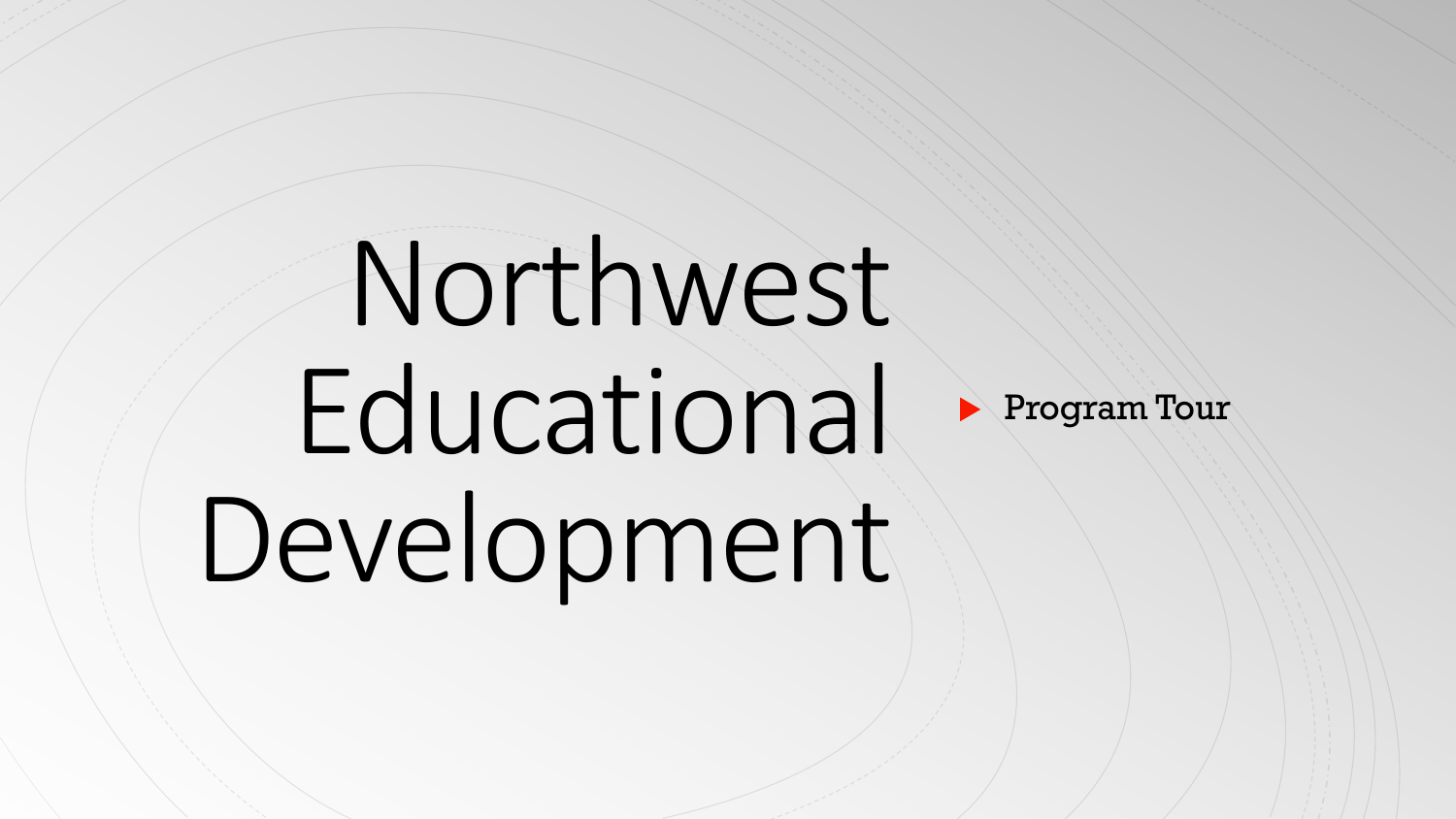# Northwest Educational Development

- Program Tour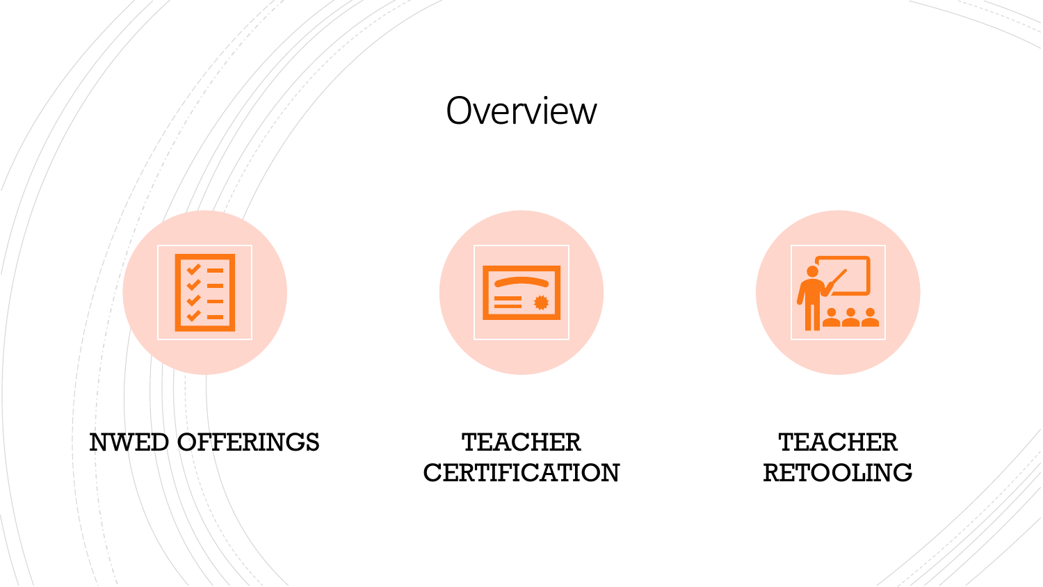# Overview

NWED OFFERINGS

TEACHER CERTIFICATION

TEACHER RETOOLING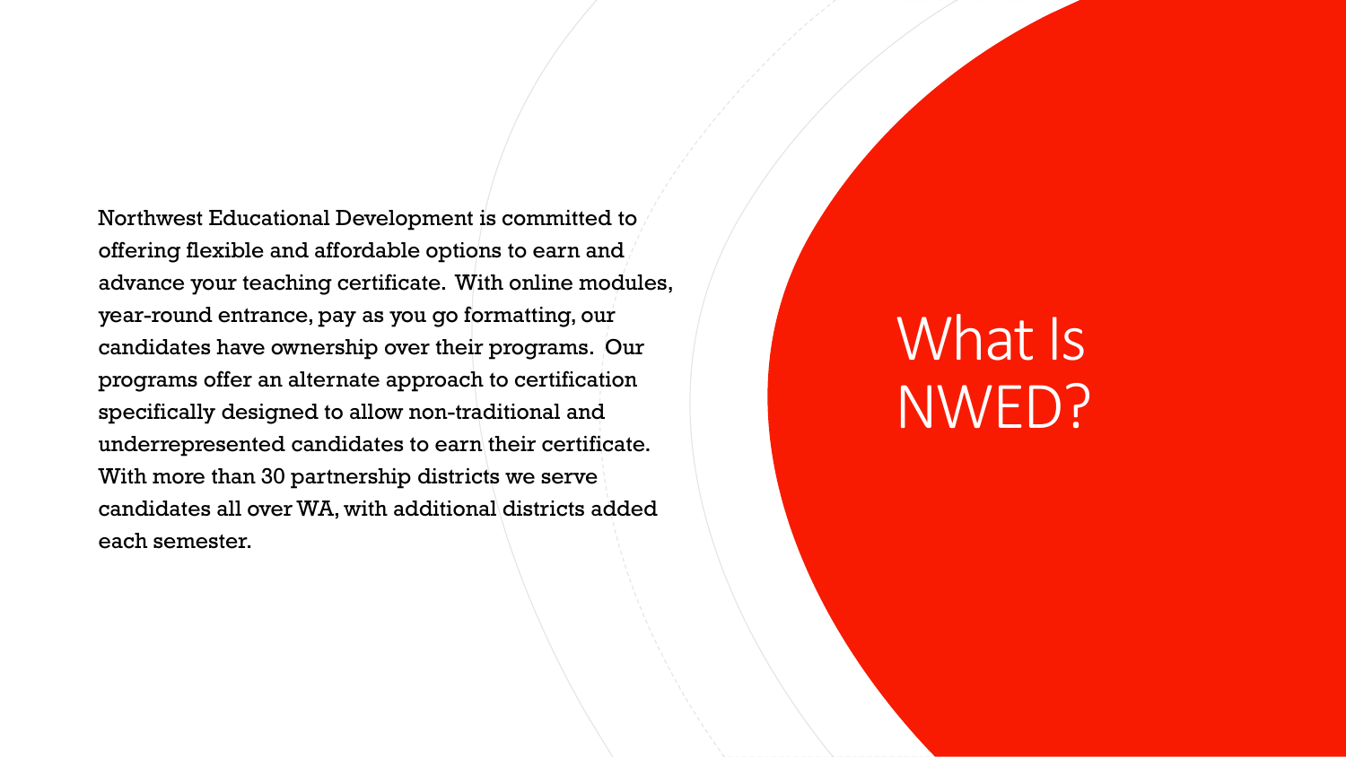# What Is NWED?

Northwest Educational Development is committed to offering flexible and affordable options to earn and advance your teaching certificate. With online modules, year-round entrance, pay as you go formatting, our candidates have ownership over their programs. Our programs offer an alternate approach to certification specifically designed to allow non-traditional and underrepresented candidates to earn their certificate. With more than 30 partnership districts we serve candidates all over WA, with additional districts added each semester.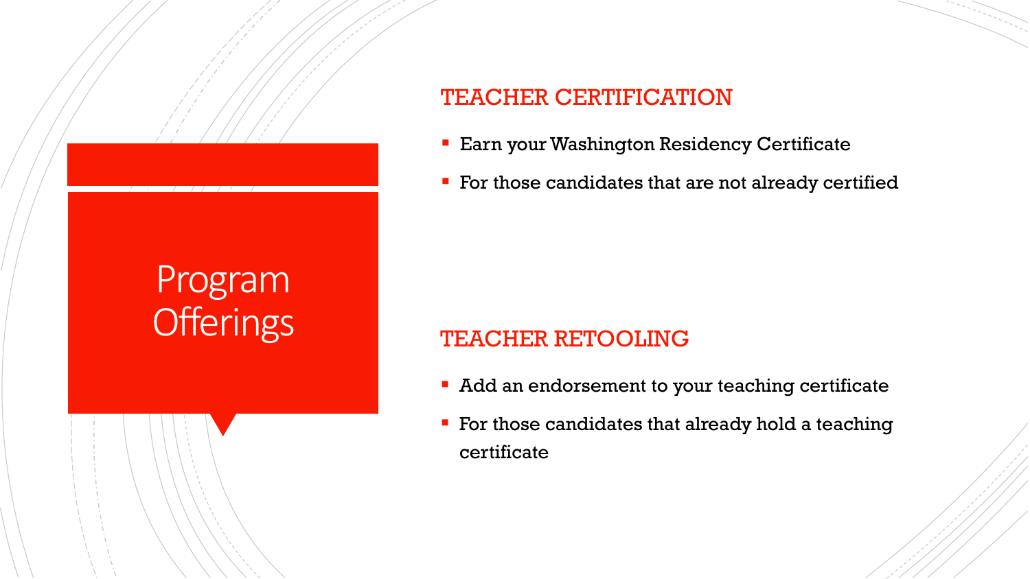# Program Offerings

## TEACHER CERTIFICATION

- Earn your Washington Residency Certificate
- For those candidates that are not already certified

## TEACHER RETOOLING

- Add an endorsement to your teaching certificate
- For those candidates that already hold a teaching certificate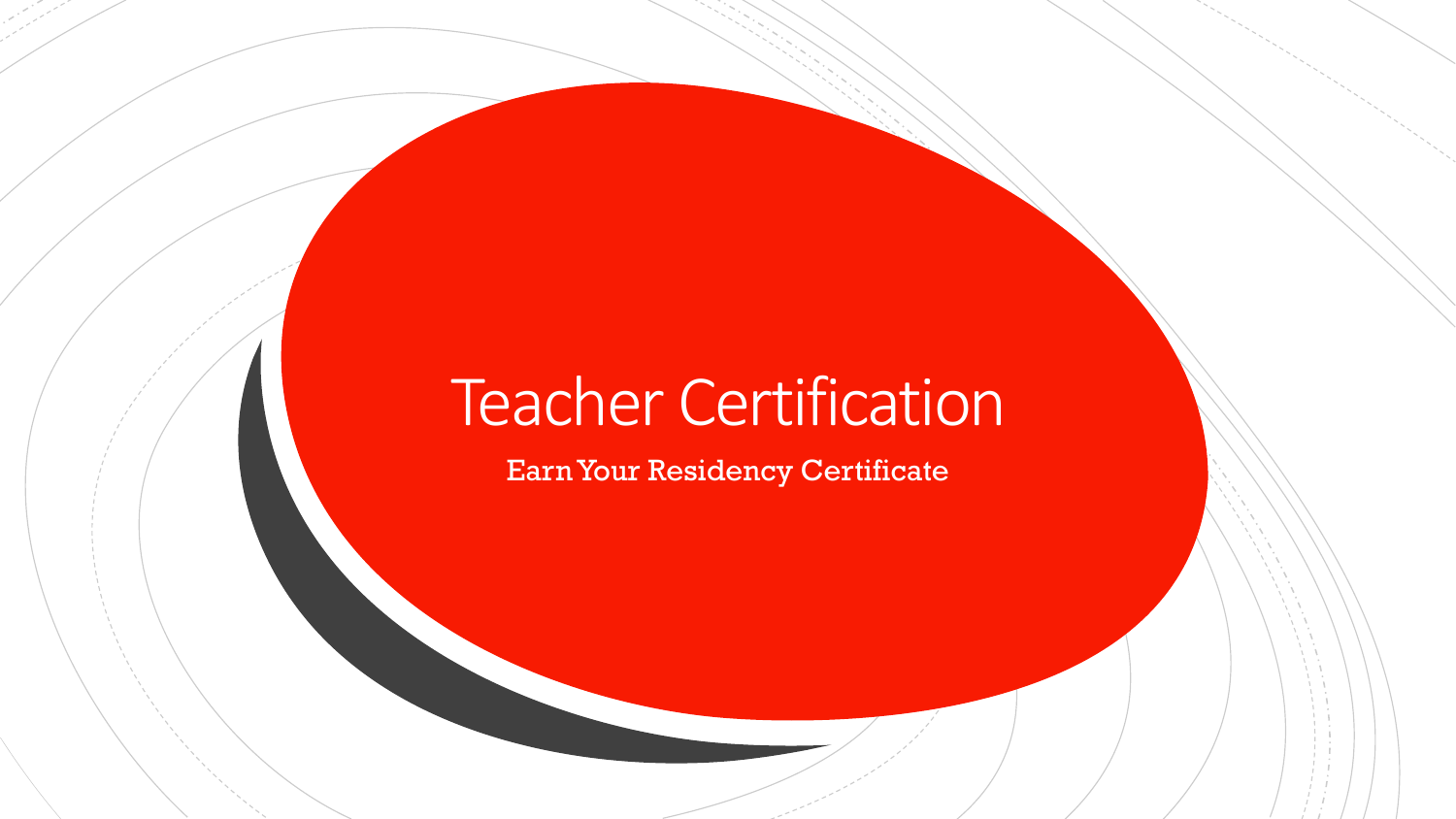# Teacher Certification

Earn Your Residency Certificate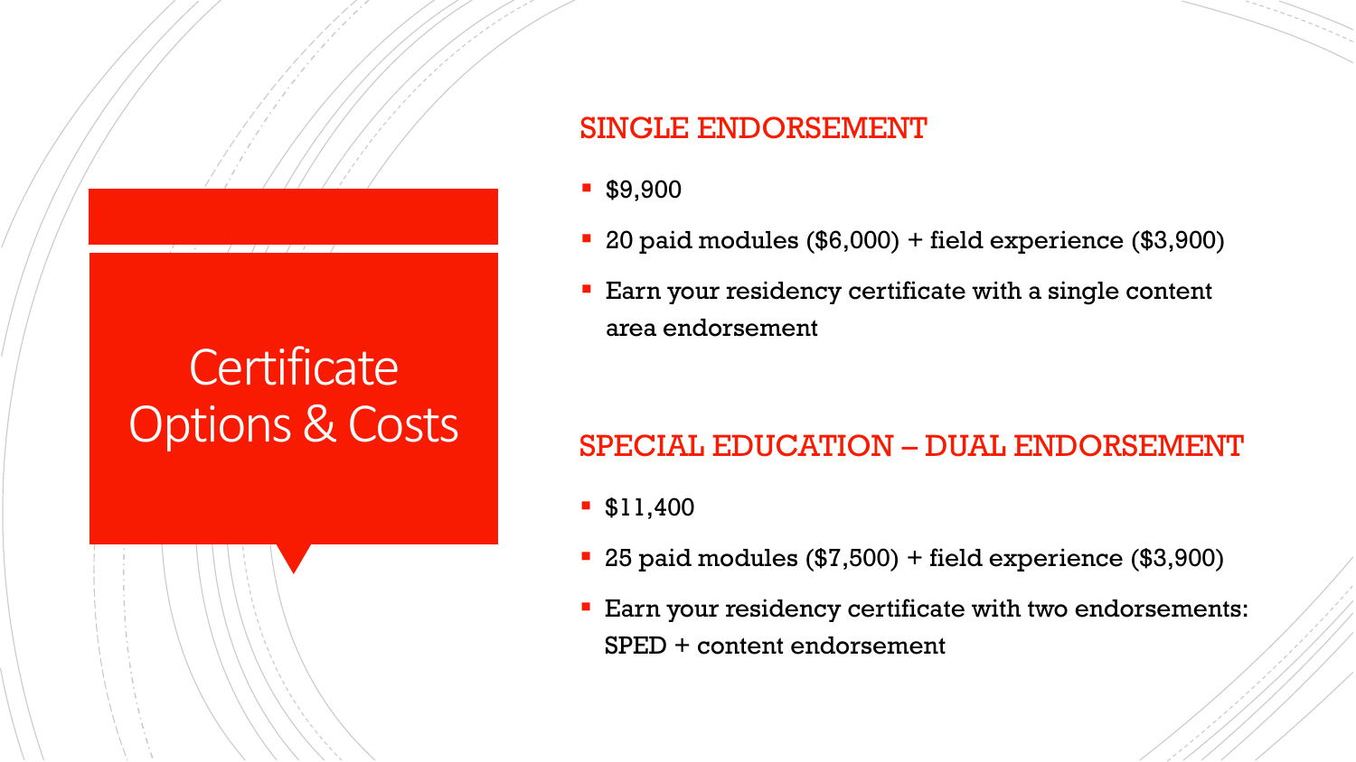# Certificate Options & Costs

## SINGLE ENDORSEMENT

- $9,900
- 20 paid modules ($6,000) + field experience ($3,900)
- Earn your residency certificate with a single content area endorsement

## SPECIAL EDUCATION – DUAL ENDORSEMENT

- $11,400
- 25 paid modules ($7,500) + field experience ($3,900)
- Earn your residency certificate with two endorsements: SPED + content endorsement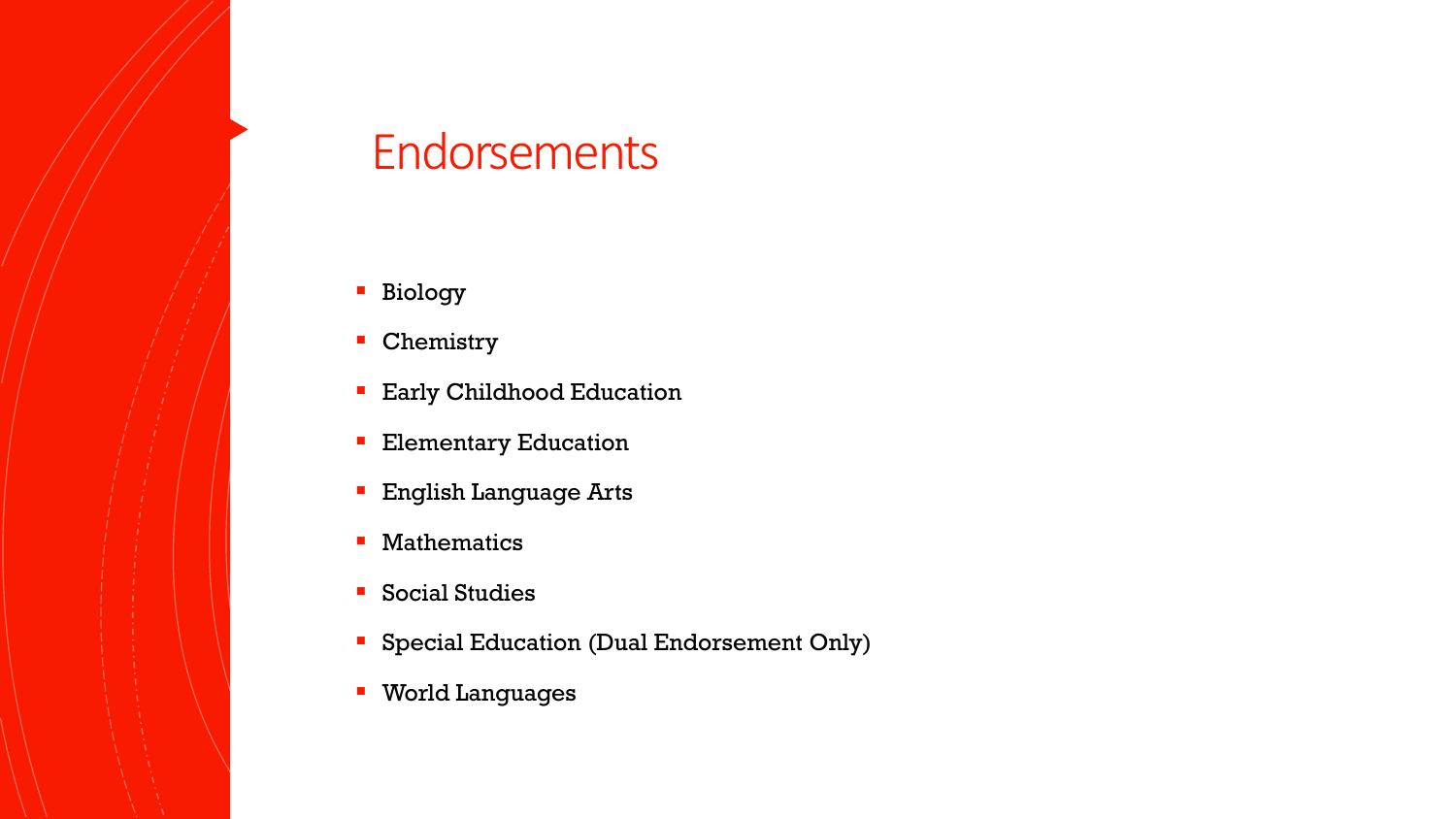# Endorsements

- Biology
- Chemistry
- Early Childhood Education
- Elementary Education
- English Language Arts
- Mathematics
- Social Studies
- Special Education (Dual Endorsement Only)
- World Languages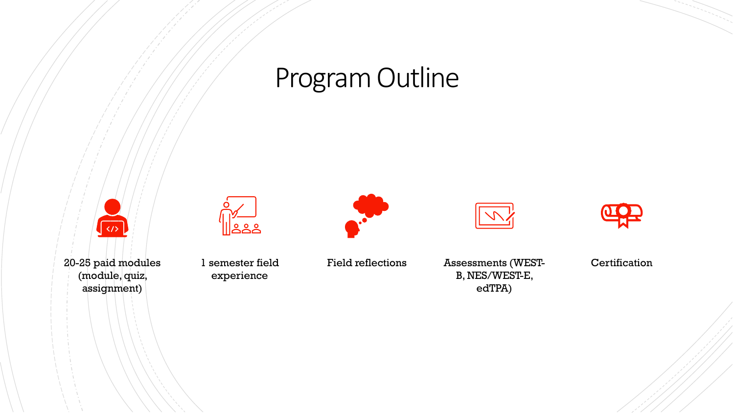# Program Outline

- 20-25 paid modules (module, quiz, assignment)
- 1 semester field experience
- Field reflections
- Assessments (WEST-B, NES/WEST-E, edTPA)
- Certification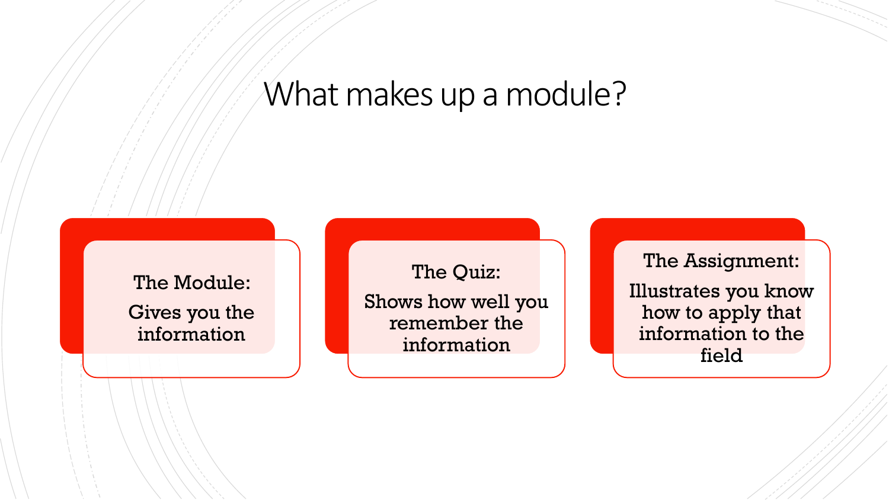# What makes up a module?

**The Module:**

Gives you the information

**The Quiz:**

Shows how well you remember the information

**The Assignment:**

Illustrates you know how to apply that information to the field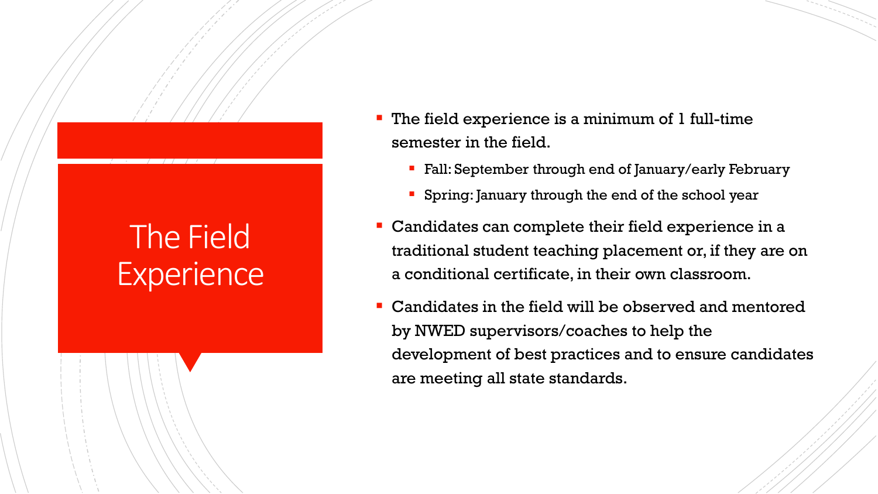# The Field Experience

- The field experience is a minimum of 1 full-time semester in the field.
  - Fall: September through end of January/early February
  - Spring: January through the end of the school year
- Candidates can complete their field experience in a traditional student teaching placement or, if they are on a conditional certificate, in their own classroom.
- Candidates in the field will be observed and mentored by NWED supervisors/coaches to help the development of best practices and to ensure candidates are meeting all state standards.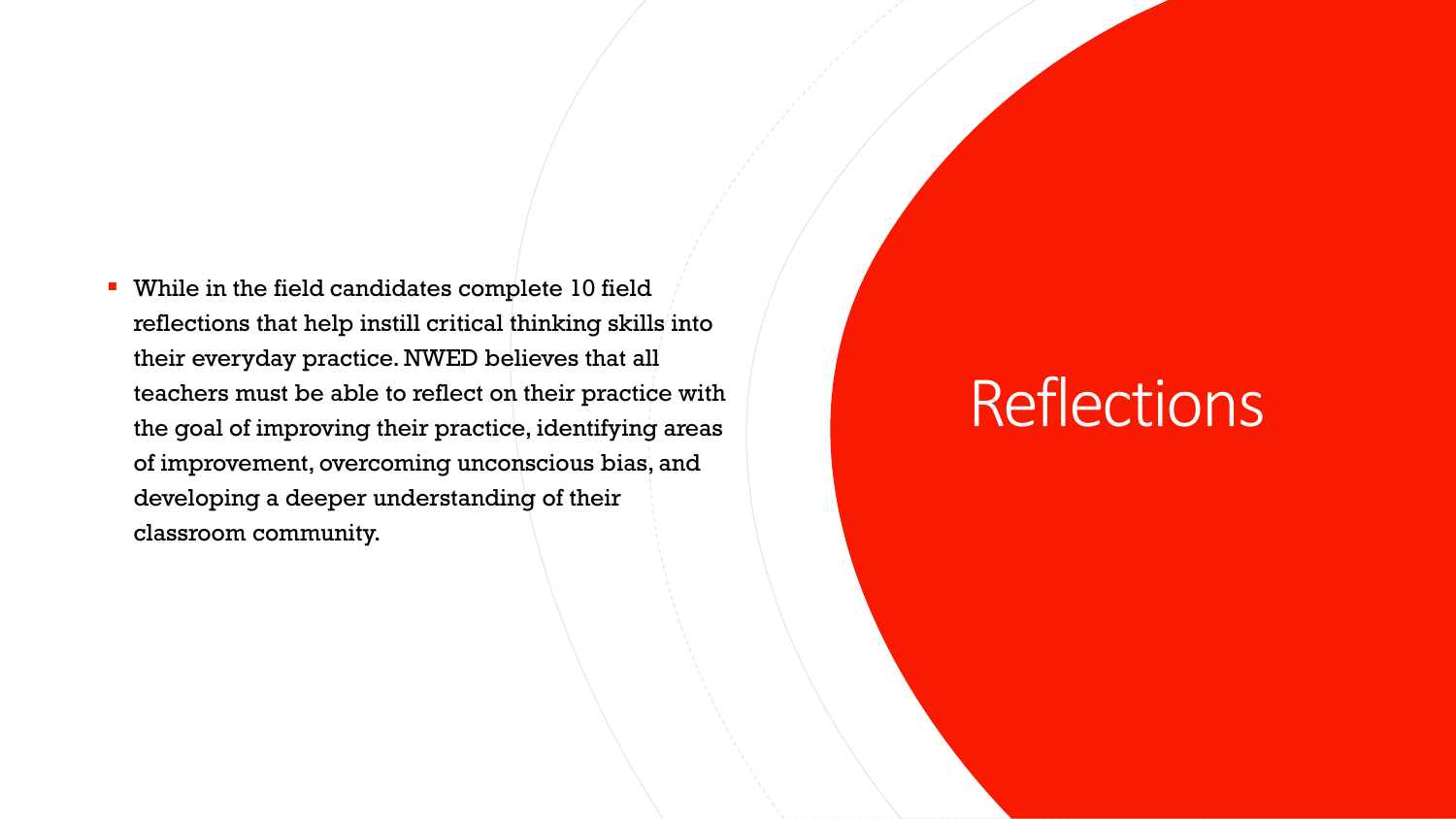# Reflections

- While in the field candidates complete 10 field reflections that help instill critical thinking skills into their everyday practice. NWED believes that all teachers must be able to reflect on their practice with the goal of improving their practice, identifying areas of improvement, overcoming unconscious bias, and developing a deeper understanding of their classroom community.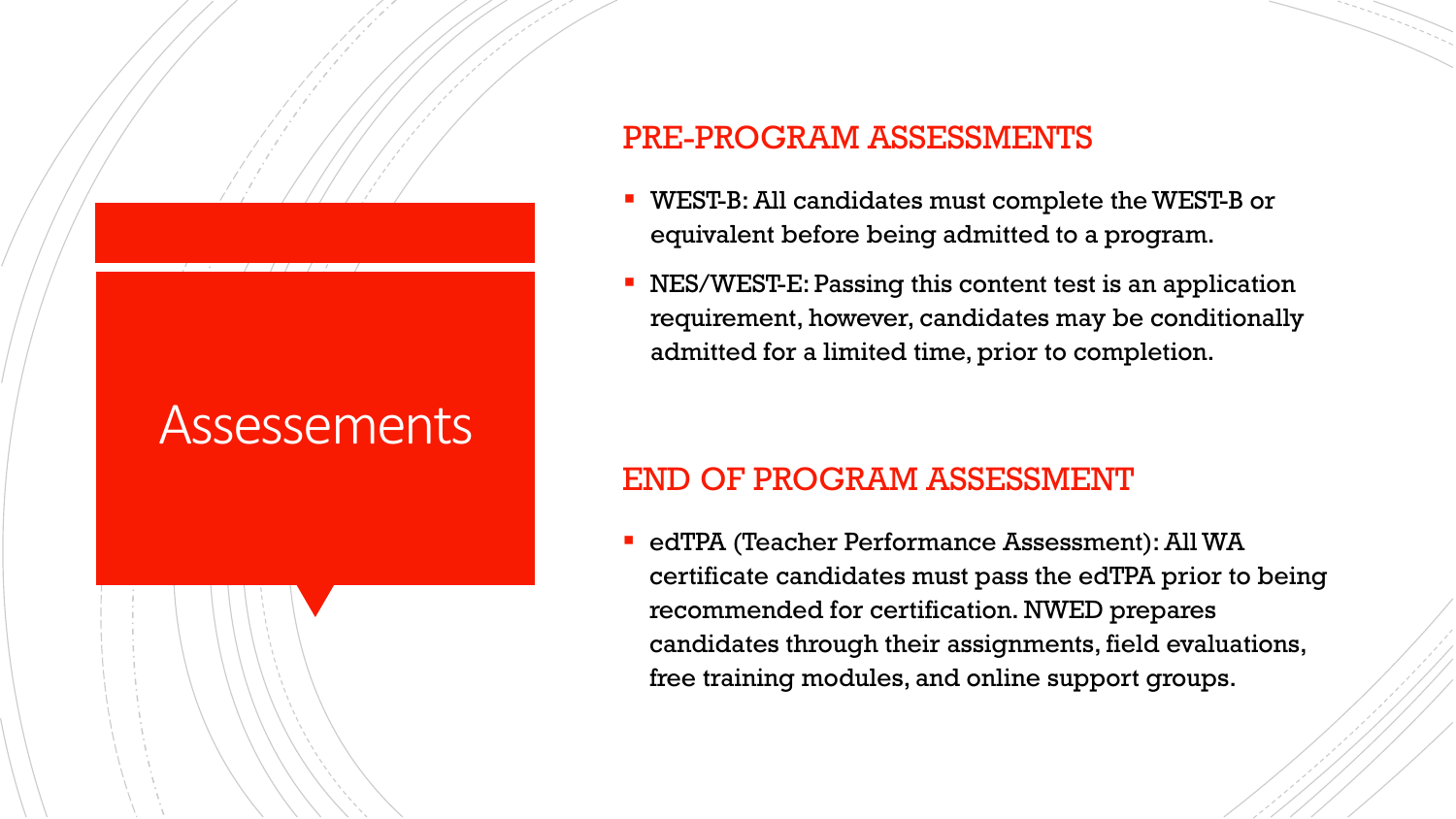# Assessements

## PRE-PROGRAM ASSESSMENTS

- WEST-B: All candidates must complete the WEST-B or equivalent before being admitted to a program.
- NES/WEST-E: Passing this content test is an application requirement, however, candidates may be conditionally admitted for a limited time, prior to completion.

## END OF PROGRAM ASSESSMENT

- edTPA (Teacher Performance Assessment): All WA certificate candidates must pass the edTPA prior to being recommended for certification. NWED prepares candidates through their assignments, field evaluations, free training modules, and online support groups.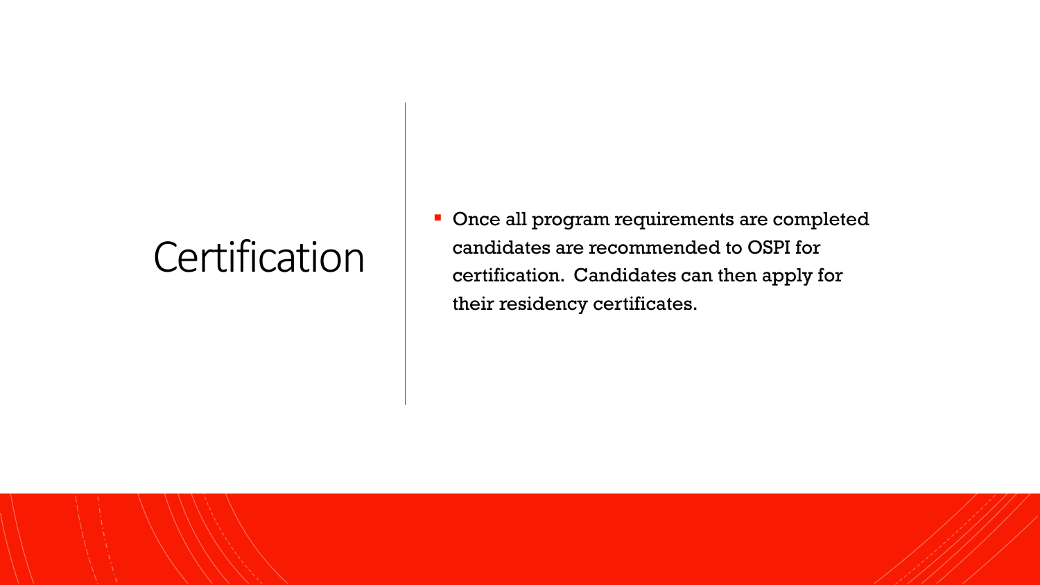# Certification

- Once all program requirements are completed candidates are recommended to OSPI for certification.  Candidates can then apply for their residency certificates.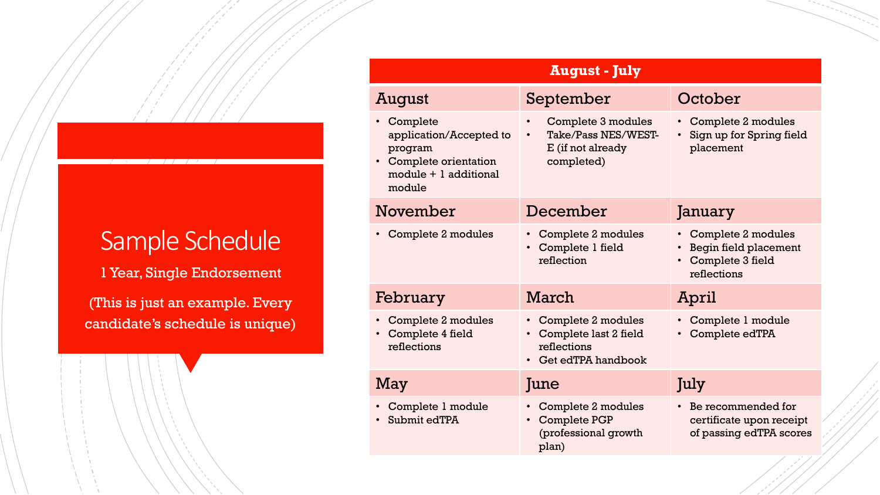# Sample Schedule

1 Year, Single Endorsement

(This is just an example. Every candidate's schedule is unique)

| August - July | | |
|---|---|---|
| **August** | **September** | **October** |
| • Complete application/Accepted to program<br>• Complete orientation module + 1 additional module | • Complete 3 modules<br>• Take/Pass NES/WEST-E (if not already completed) | • Complete 2 modules<br>• Sign up for Spring field placement |
| **November** | **December** | **January** |
| • Complete 2 modules | • Complete 2 modules<br>• Complete 1 field reflection | • Complete 2 modules<br>• Begin field placement<br>• Complete 3 field reflections |
| **February** | **March** | **April** |
| • Complete 2 modules<br>• Complete 4 field reflections | • Complete 2 modules<br>• Complete last 2 field reflections<br>• Get edTPA handbook | • Complete 1 module<br>• Complete edTPA |
| **May** | **June** | **July** |
| • Complete 1 module<br>• Submit edTPA | • Complete 2 modules<br>• Complete PGP (professional growth plan) | • Be recommended for certificate upon receipt of passing edTPA scores |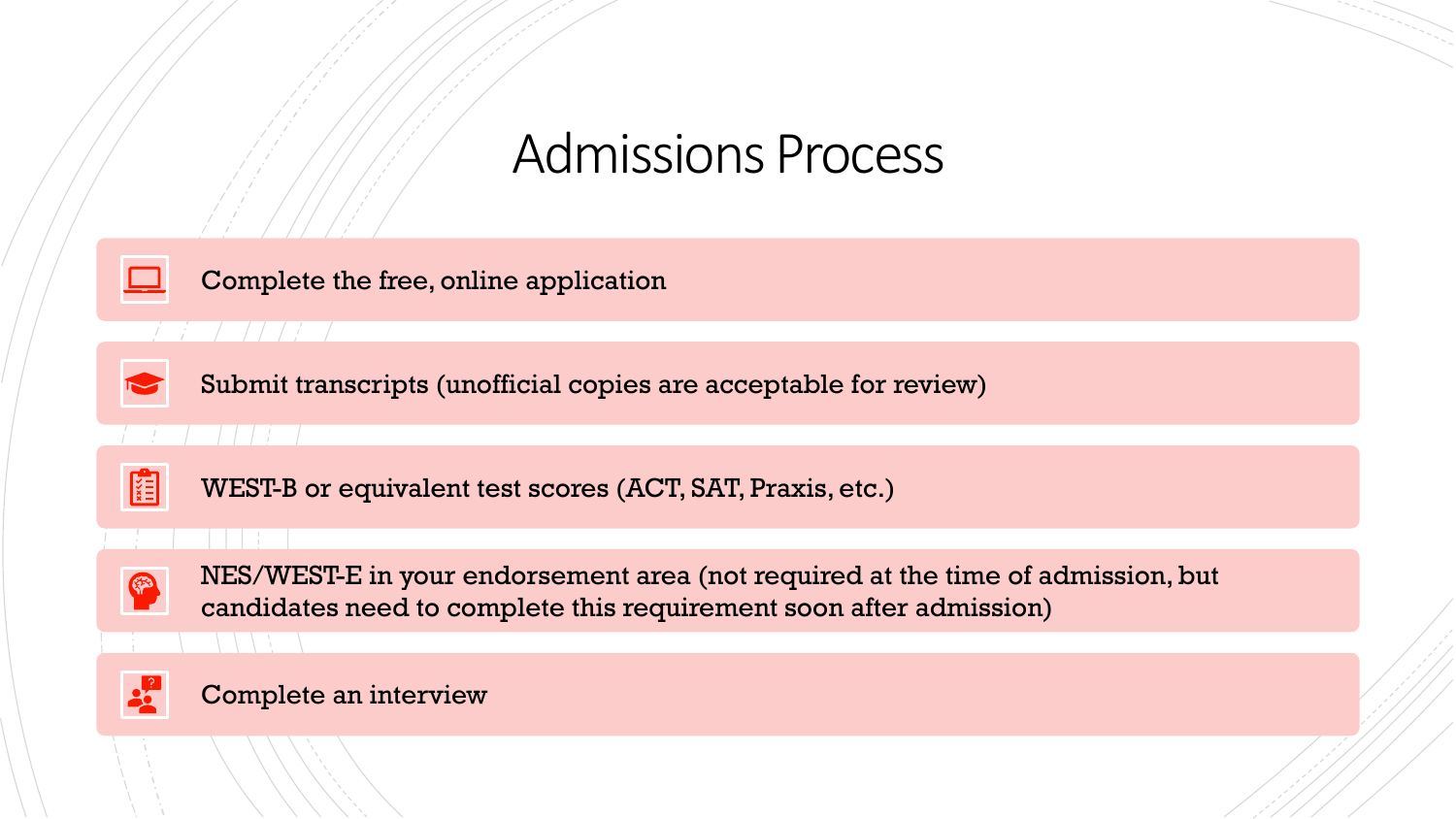# Admissions Process

- Complete the free, online application
- Submit transcripts (unofficial copies are acceptable for review)
- WEST-B or equivalent test scores (ACT, SAT, Praxis, etc.)
- NES/WEST-E in your endorsement area (not required at the time of admission, but candidates need to complete this requirement soon after admission)
- Complete an interview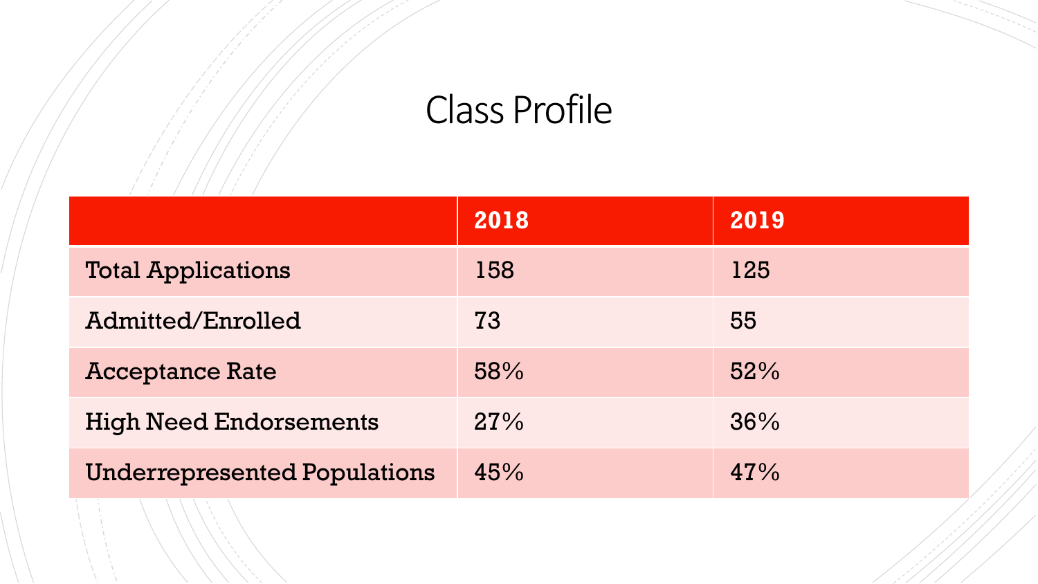# Class Profile

| | 2018 | 2019 |
|---|---|---|
| Total Applications | 158 | 125 |
| Admitted/Enrolled | 73 | 55 |
| Acceptance Rate | 58% | 52% |
| High Need Endorsements | 27% | 36% |
| Underrepresented Populations | 45% | 47% |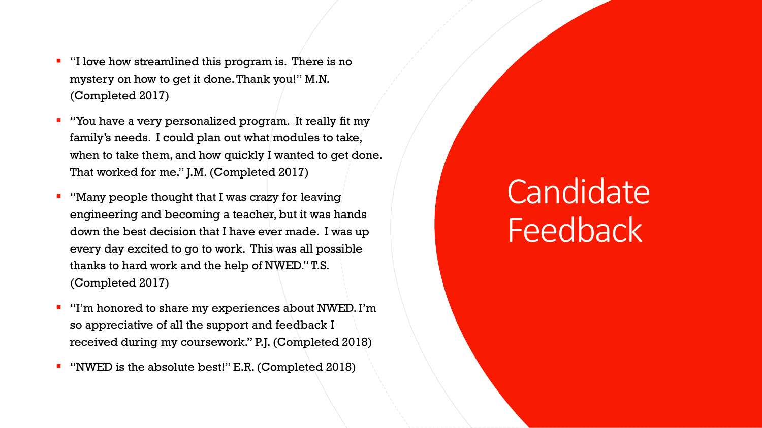# Candidate Feedback

- "I love how streamlined this program is. There is no mystery on how to get it done. Thank you!" M.N. (Completed 2017)
- "You have a very personalized program. It really fit my family's needs. I could plan out what modules to take, when to take them, and how quickly I wanted to get done. That worked for me." J.M. (Completed 2017)
- "Many people thought that I was crazy for leaving engineering and becoming a teacher, but it was hands down the best decision that I have ever made. I was up every day excited to go to work. This was all possible thanks to hard work and the help of NWED." T.S. (Completed 2017)
- "I'm honored to share my experiences about NWED. I'm so appreciative of all the support and feedback I received during my coursework." P.J. (Completed 2018)
- "NWED is the absolute best!" E.R. (Completed 2018)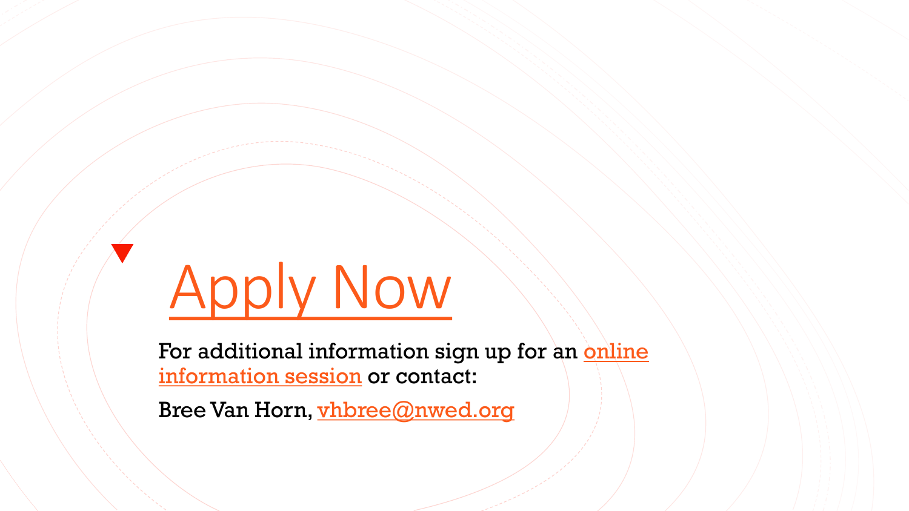# Apply Now

For additional information sign up for an online information session or contact:

Bree Van Horn, vhbree@nwed.org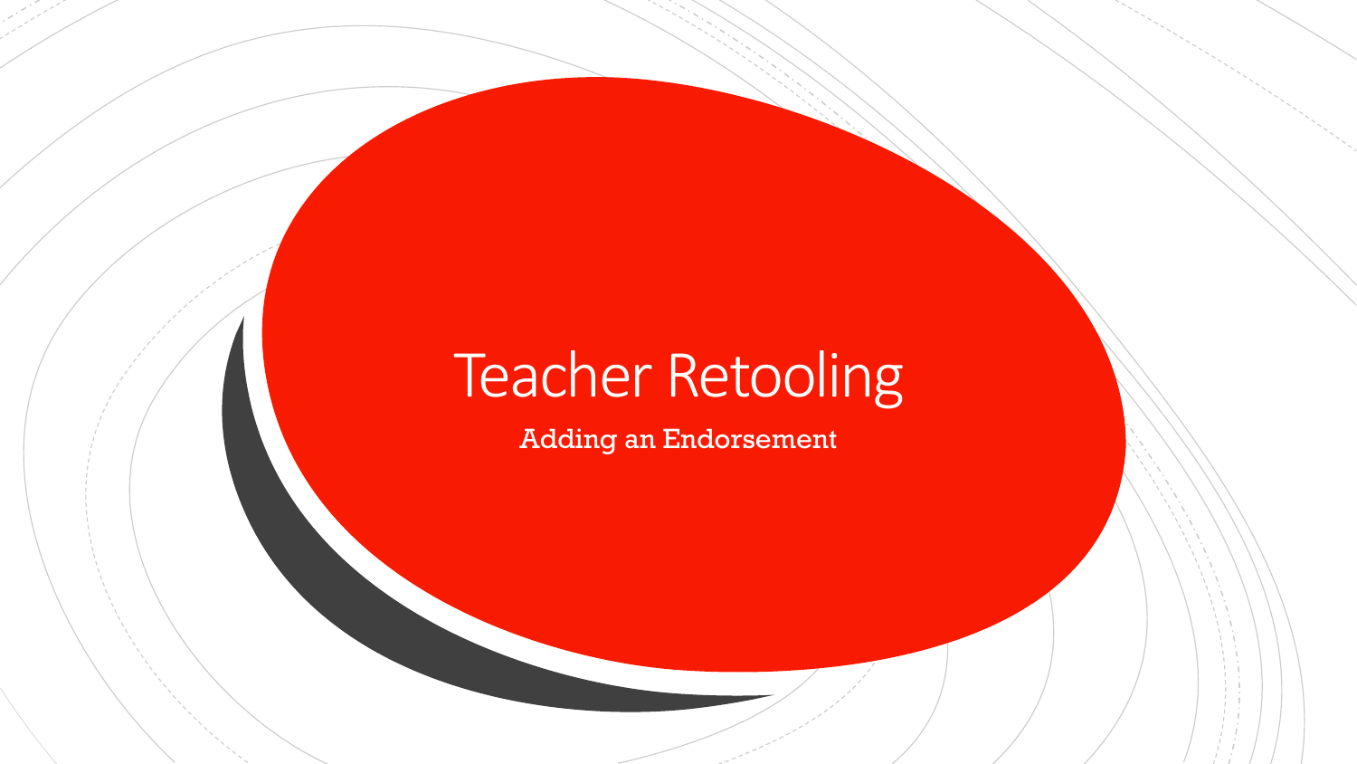# Teacher Retooling

Adding an Endorsement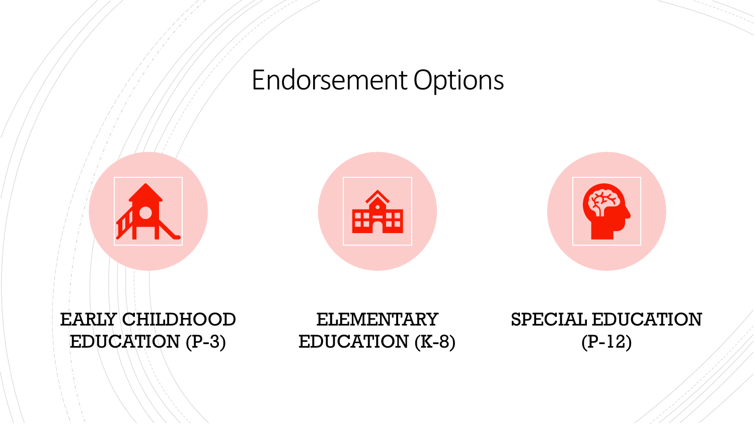# Endorsement Options

EARLY CHILDHOOD EDUCATION (P-3)

ELEMENTARY EDUCATION (K-8)

SPECIAL EDUCATION (P-12)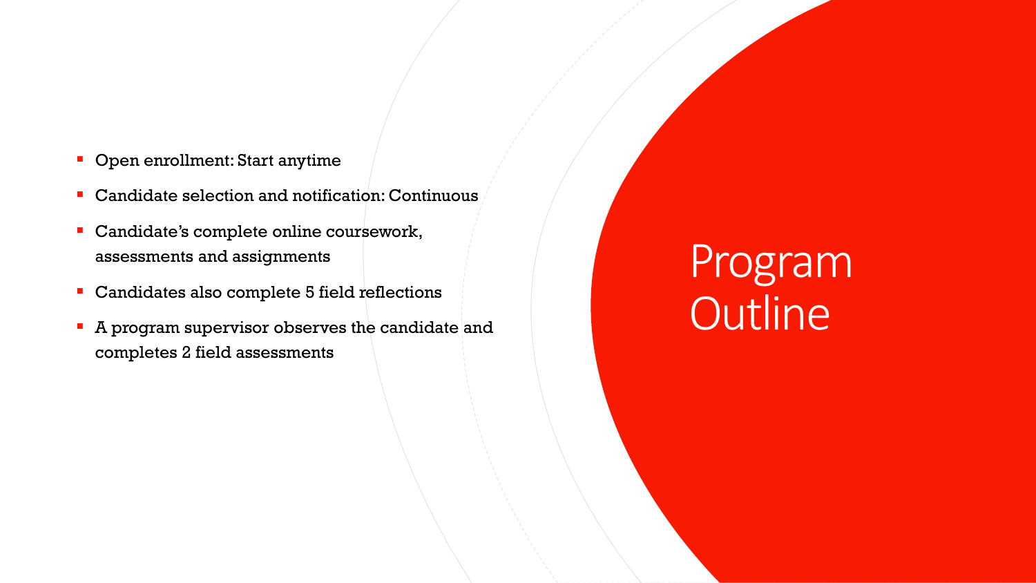# Program Outline

- Open enrollment: Start anytime
- Candidate selection and notification: Continuous
- Candidate's complete online coursework, assessments and assignments
- Candidates also complete 5 field reflections
- A program supervisor observes the candidate and completes 2 field assessments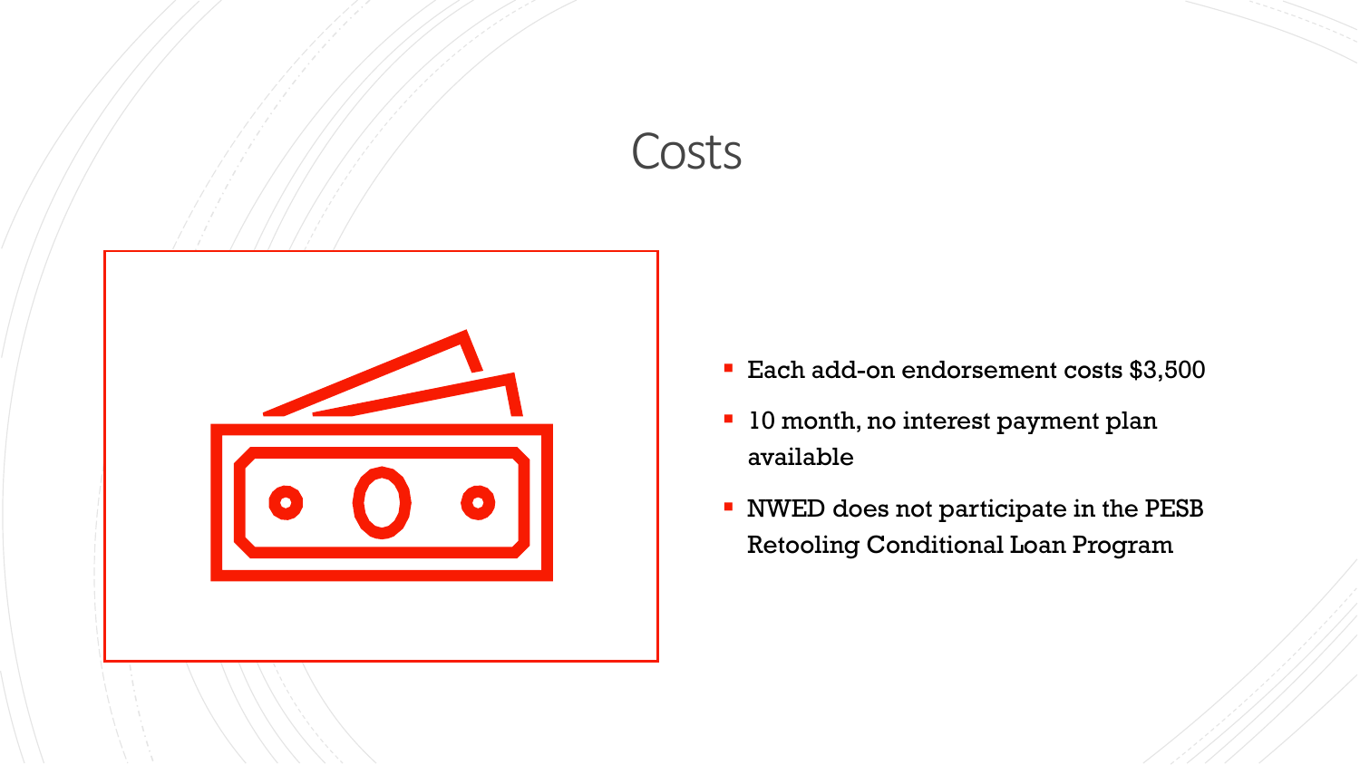# Costs

- Each add-on endorsement costs $3,500
- 10 month, no interest payment plan available
- NWED does not participate in the PESB Retooling Conditional Loan Program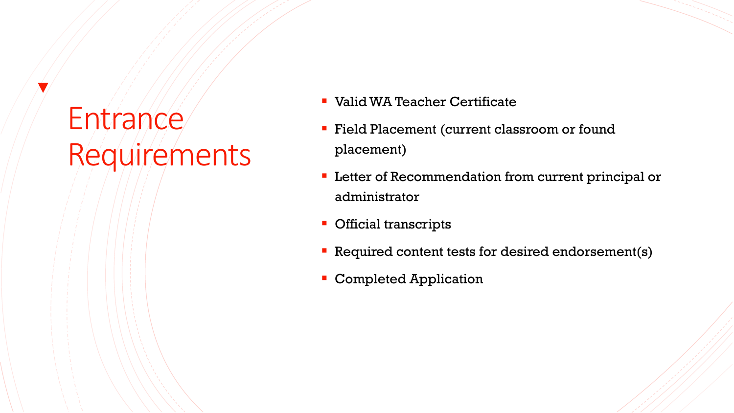# Entrance Requirements

- Valid WA Teacher Certificate
- Field Placement (current classroom or found placement)
- Letter of Recommendation from current principal or administrator
- Official transcripts
- Required content tests for desired endorsement(s)
- Completed Application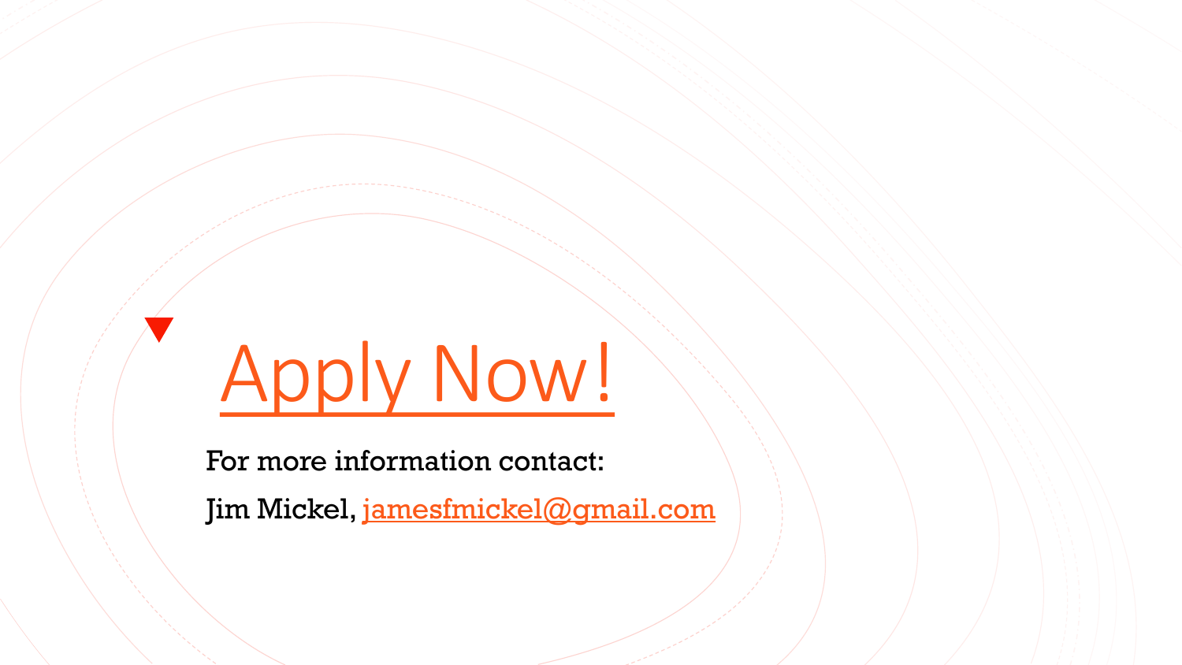# Apply Now!

For more information contact:

Jim Mickel, jamesfmickel@gmail.com